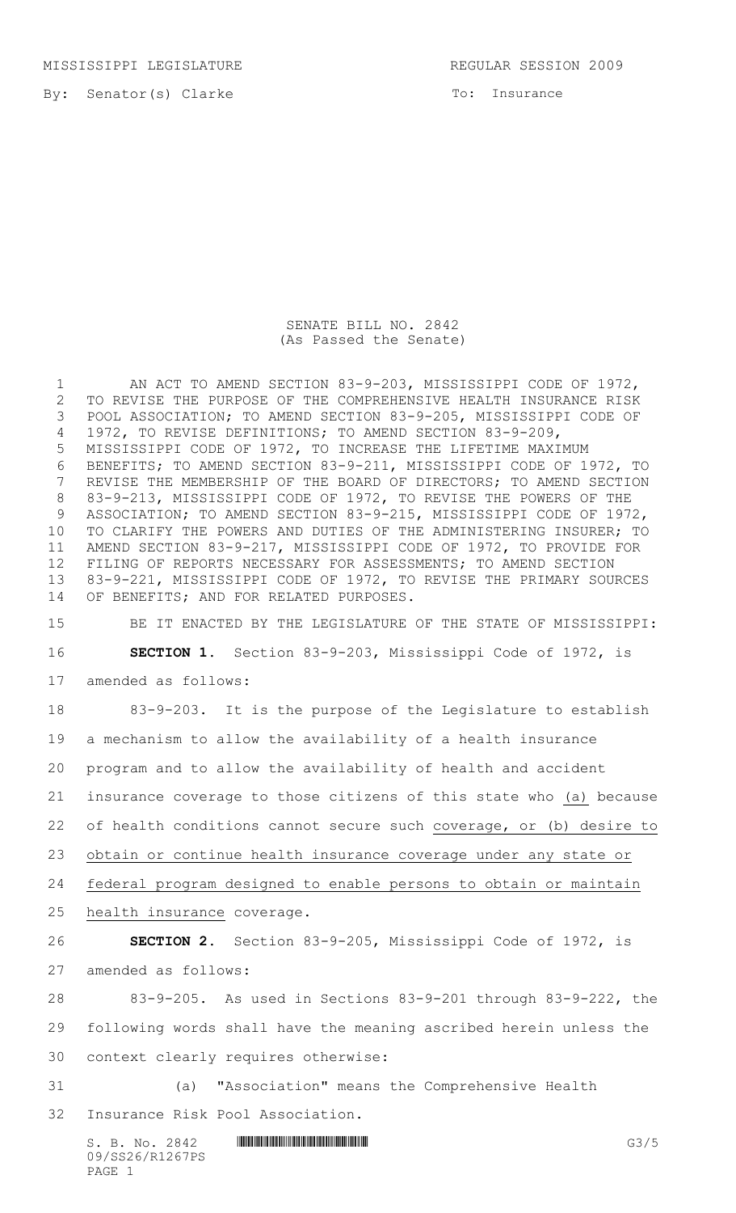MISSISSIPPI LEGISLATURE REGULAR SESSION 2009

By: Senator(s) Clarke

To: Insurance

# SENATE BILL NO. 2842
(As Passed the Senate)

AN ACT TO AMEND SECTION 83-9-203, MISSISSIPPI CODE OF 1972, TO REVISE THE PURPOSE OF THE COMPREHENSIVE HEALTH INSURANCE RISK POOL ASSOCIATION; TO AMEND SECTION 83-9-205, MISSISSIPPI CODE OF 1972, TO REVISE DEFINITIONS; TO AMEND SECTION 83-9-209, MISSISSIPPI CODE OF 1972, TO INCREASE THE LIFETIME MAXIMUM BENEFITS; TO AMEND SECTION 83-9-211, MISSISSIPPI CODE OF 1972, TO REVISE THE MEMBERSHIP OF THE BOARD OF DIRECTORS; TO AMEND SECTION 83-9-213, MISSISSIPPI CODE OF 1972, TO REVISE THE POWERS OF THE ASSOCIATION; TO AMEND SECTION 83-9-215, MISSISSIPPI CODE OF 1972, TO CLARIFY THE POWERS AND DUTIES OF THE ADMINISTERING INSURER; TO AMEND SECTION 83-9-217, MISSISSIPPI CODE OF 1972, TO PROVIDE FOR FILING OF REPORTS NECESSARY FOR ASSESSMENTS; TO AMEND SECTION 83-9-221, MISSISSIPPI CODE OF 1972, TO REVISE THE PRIMARY SOURCES OF BENEFITS; AND FOR RELATED PURPOSES.

BE IT ENACTED BY THE LEGISLATURE OF THE STATE OF MISSISSIPPI:

**SECTION 1.** Section 83-9-203, Mississippi Code of 1972, is amended as follows:

83-9-203. It is the purpose of the Legislature to establish a mechanism to allow the availability of a health insurance program and to allow the availability of health and accident insurance coverage to those citizens of this state who (a) because of health conditions cannot secure such coverage, or (b) desire to obtain or continue health insurance coverage under any state or federal program designed to enable persons to obtain or maintain health insurance coverage.

**SECTION 2.** Section 83-9-205, Mississippi Code of 1972, is amended as follows:

83-9-205. As used in Sections 83-9-201 through 83-9-222, the following words shall have the meaning ascribed herein unless the context clearly requires otherwise:

(a) "Association" means the Comprehensive Health Insurance Risk Pool Association.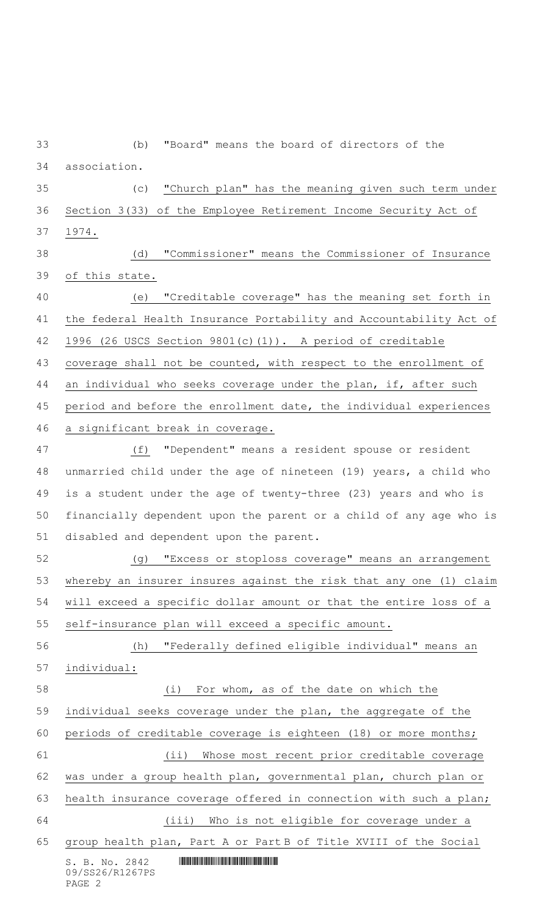(b) "Board" means the board of directors of the association.

(c) "Church plan" has the meaning given such term under Section 3(33) of the Employee Retirement Income Security Act of 1974.

(d) "Commissioner" means the Commissioner of Insurance of this state.

(e) "Creditable coverage" has the meaning set forth in the federal Health Insurance Portability and Accountability Act of 1996 (26 USCS Section 9801(c)(1)). A period of creditable coverage shall not be counted, with respect to the enrollment of an individual who seeks coverage under the plan, if, after such period and before the enrollment date, the individual experiences a significant break in coverage.

(f) "Dependent" means a resident spouse or resident unmarried child under the age of nineteen (19) years, a child who is a student under the age of twenty-three (23) years and who is financially dependent upon the parent or a child of any age who is disabled and dependent upon the parent.

(g) "Excess or stoploss coverage" means an arrangement whereby an insurer insures against the risk that any one (1) claim will exceed a specific dollar amount or that the entire loss of a self-insurance plan will exceed a specific amount.

(h) "Federally defined eligible individual" means an individual:

(i) For whom, as of the date on which the individual seeks coverage under the plan, the aggregate of the periods of creditable coverage is eighteen (18) or more months;

(ii) Whose most recent prior creditable coverage was under a group health plan, governmental plan, church plan or health insurance coverage offered in connection with such a plan;

(iii) Who is not eligible for coverage under a group health plan, Part A or Part B of Title XVIII of the Social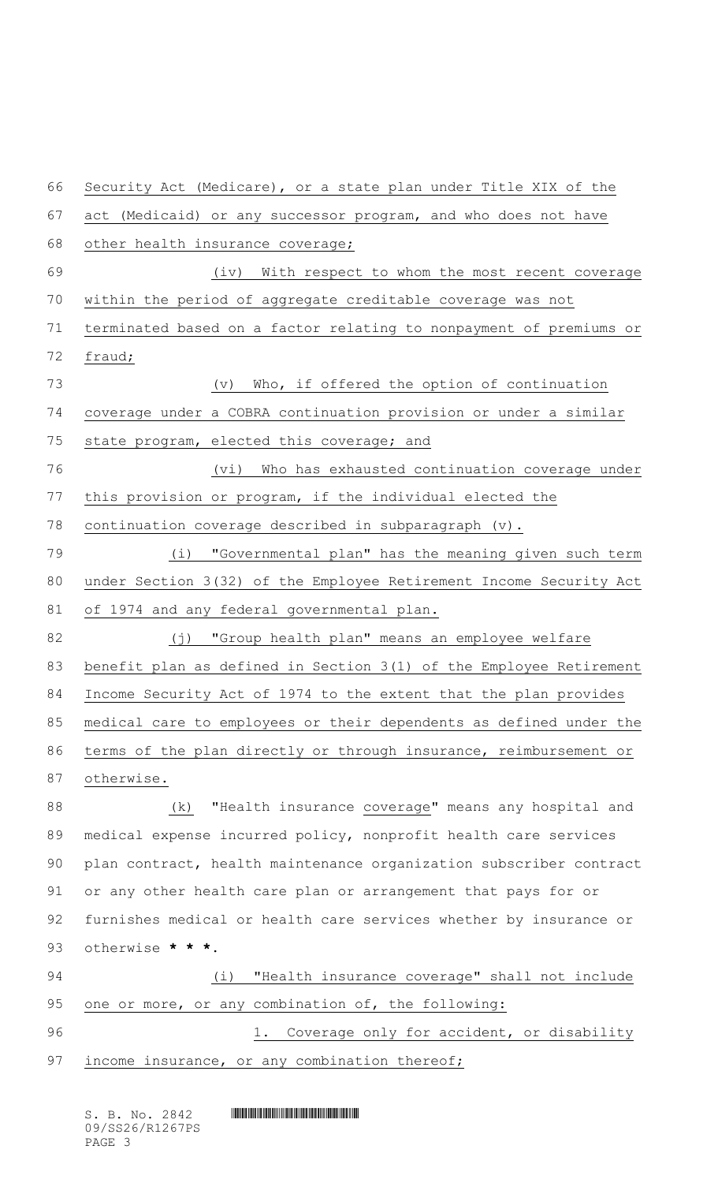Security Act (Medicare), or a state plan under Title XIX of the act (Medicaid) or any successor program, and who does not have other health insurance coverage;

(iv) With respect to whom the most recent coverage within the period of aggregate creditable coverage was not terminated based on a factor relating to nonpayment of premiums or fraud;

(v) Who, if offered the option of continuation coverage under a COBRA continuation provision or under a similar state program, elected this coverage; and

(vi) Who has exhausted continuation coverage under this provision or program, if the individual elected the continuation coverage described in subparagraph (v).

(i) "Governmental plan" has the meaning given such term under Section 3(32) of the Employee Retirement Income Security Act of 1974 and any federal governmental plan.

(j) "Group health plan" means an employee welfare benefit plan as defined in Section 3(1) of the Employee Retirement Income Security Act of 1974 to the extent that the plan provides medical care to employees or their dependents as defined under the terms of the plan directly or through insurance, reimbursement or otherwise.

(k) "Health insurance coverage" means any hospital and medical expense incurred policy, nonprofit health care services plan contract, health maintenance organization subscriber contract or any other health care plan or arrangement that pays for or furnishes medical or health care services whether by insurance or otherwise * * *.

(i) "Health insurance coverage" shall not include one or more, or any combination of, the following:

1. Coverage only for accident, or disability income insurance, or any combination thereof;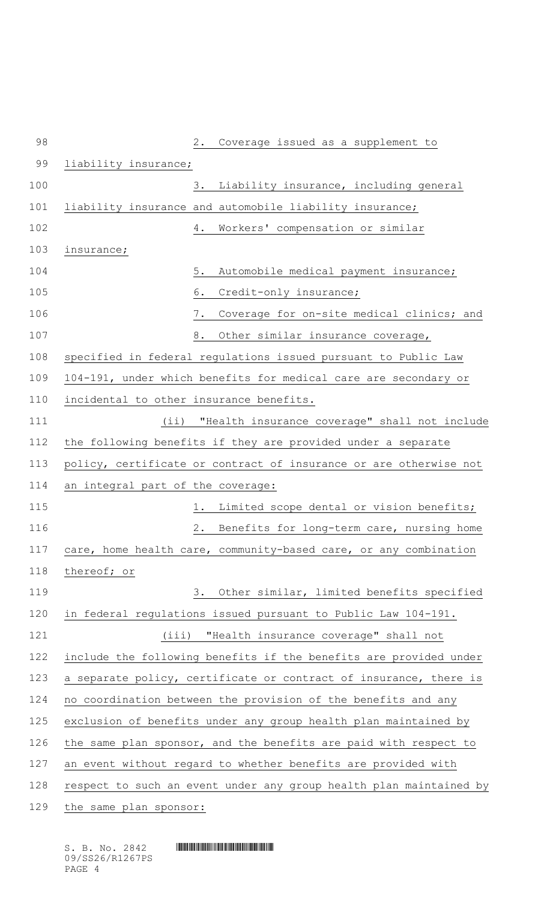2. Coverage issued as a supplement to liability insurance;

3. Liability insurance, including general liability insurance and automobile liability insurance;

4. Workers' compensation or similar insurance;

5. Automobile medical payment insurance;

6. Credit-only insurance;

7. Coverage for on-site medical clinics; and

8. Other similar insurance coverage, specified in federal regulations issued pursuant to Public Law 104-191, under which benefits for medical care are secondary or incidental to other insurance benefits.

(ii) "Health insurance coverage" shall not include the following benefits if they are provided under a separate policy, certificate or contract of insurance or are otherwise not an integral part of the coverage:

1. Limited scope dental or vision benefits;

2. Benefits for long-term care, nursing home care, home health care, community-based care, or any combination thereof; or

3. Other similar, limited benefits specified in federal regulations issued pursuant to Public Law 104-191.

(iii) "Health insurance coverage" shall not include the following benefits if the benefits are provided under a separate policy, certificate or contract of insurance, there is no coordination between the provision of the benefits and any exclusion of benefits under any group health plan maintained by the same plan sponsor, and the benefits are paid with respect to an event without regard to whether benefits are provided with respect to such an event under any group health plan maintained by the same plan sponsor: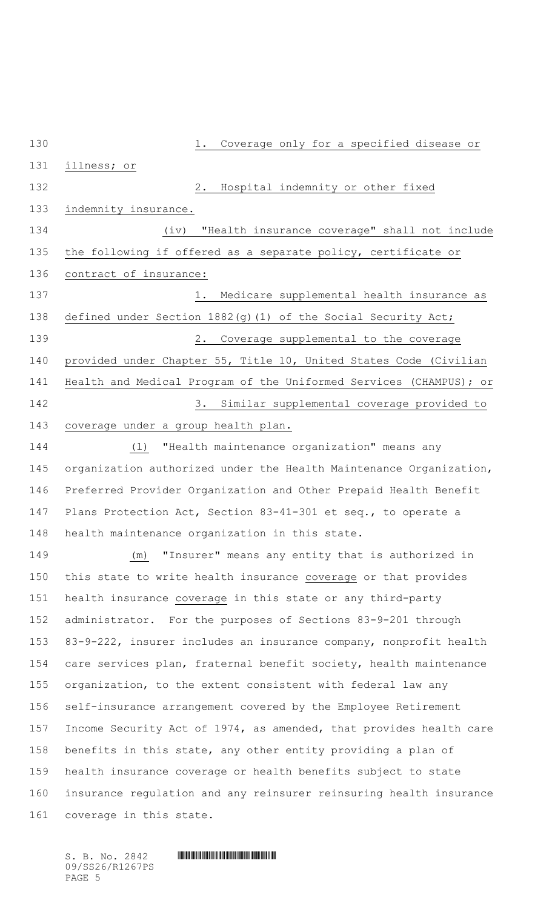1. Coverage only for a specified disease or illness; or

2. Hospital indemnity or other fixed indemnity insurance.

(iv) "Health insurance coverage" shall not include the following if offered as a separate policy, certificate or contract of insurance:

1. Medicare supplemental health insurance as defined under Section 1882(g)(1) of the Social Security Act;

2. Coverage supplemental to the coverage provided under Chapter 55, Title 10, United States Code (Civilian Health and Medical Program of the Uniformed Services (CHAMPUS); or

3. Similar supplemental coverage provided to coverage under a group health plan.

(l) "Health maintenance organization" means any organization authorized under the Health Maintenance Organization, Preferred Provider Organization and Other Prepaid Health Benefit Plans Protection Act, Section 83-41-301 et seq., to operate a health maintenance organization in this state.

(m) "Insurer" means any entity that is authorized in this state to write health insurance coverage or that provides health insurance coverage in this state or any third-party administrator. For the purposes of Sections 83-9-201 through 83-9-222, insurer includes an insurance company, nonprofit health care services plan, fraternal benefit society, health maintenance organization, to the extent consistent with federal law any self-insurance arrangement covered by the Employee Retirement Income Security Act of 1974, as amended, that provides health care benefits in this state, any other entity providing a plan of health insurance coverage or health benefits subject to state insurance regulation and any reinsurer reinsuring health insurance coverage in this state.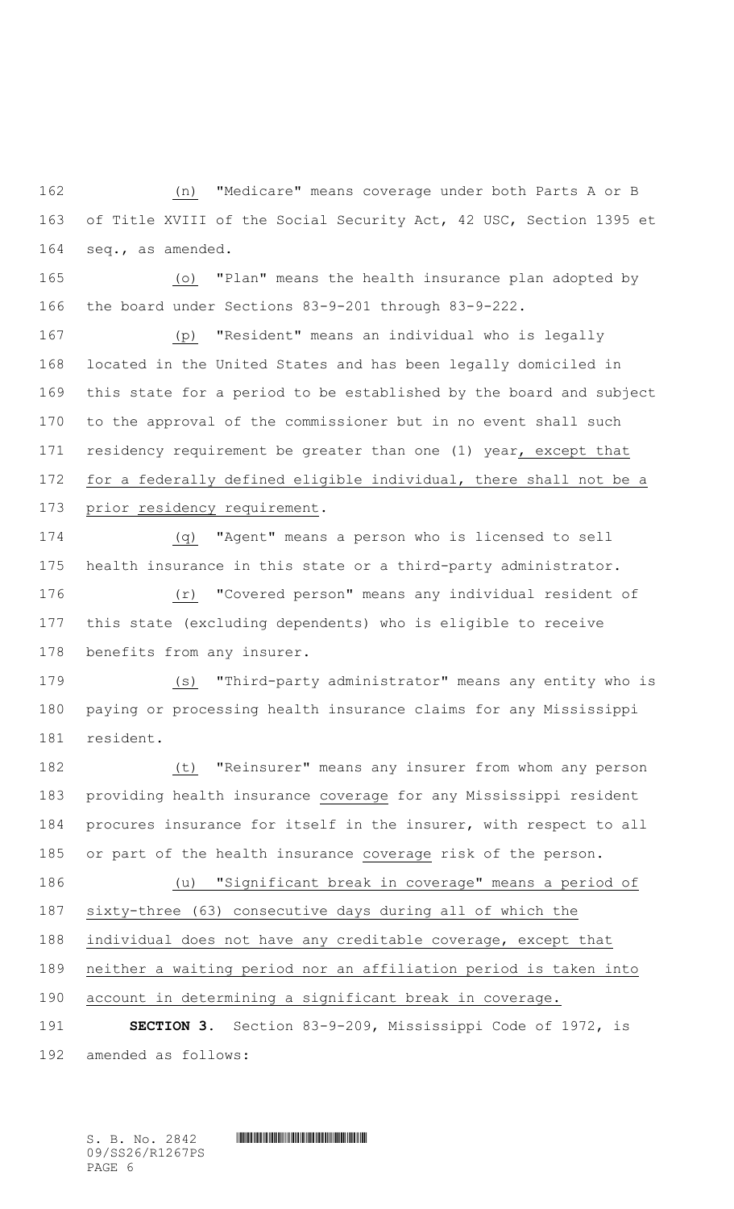(n) "Medicare" means coverage under both Parts A or B of Title XVIII of the Social Security Act, 42 USC, Section 1395 et seq., as amended.

(o) "Plan" means the health insurance plan adopted by the board under Sections 83-9-201 through 83-9-222.

(p) "Resident" means an individual who is legally located in the United States and has been legally domiciled in this state for a period to be established by the board and subject to the approval of the commissioner but in no event shall such residency requirement be greater than one (1) year, except that for a federally defined eligible individual, there shall not be a prior residency requirement.

(q) "Agent" means a person who is licensed to sell health insurance in this state or a third-party administrator.

(r) "Covered person" means any individual resident of this state (excluding dependents) who is eligible to receive benefits from any insurer.

(s) "Third-party administrator" means any entity who is paying or processing health insurance claims for any Mississippi resident.

(t) "Reinsurer" means any insurer from whom any person providing health insurance coverage for any Mississippi resident procures insurance for itself in the insurer, with respect to all or part of the health insurance coverage risk of the person.

(u) "Significant break in coverage" means a period of sixty-three (63) consecutive days during all of which the individual does not have any creditable coverage, except that neither a waiting period nor an affiliation period is taken into account in determining a significant break in coverage.

**SECTION 3.** Section 83-9-209, Mississippi Code of 1972, is amended as follows: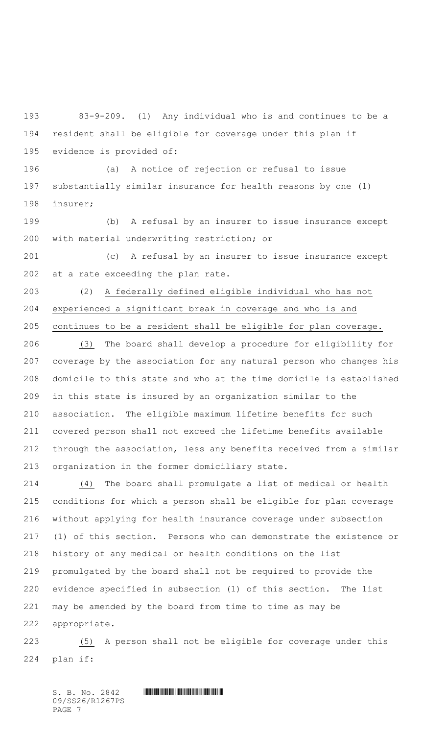83-9-209. (1) Any individual who is and continues to be a resident shall be eligible for coverage under this plan if evidence is provided of:

(a) A notice of rejection or refusal to issue substantially similar insurance for health reasons by one (1) insurer;

(b) A refusal by an insurer to issue insurance except with material underwriting restriction; or

(c) A refusal by an insurer to issue insurance except at a rate exceeding the plan rate.

(2) A federally defined eligible individual who has not experienced a significant break in coverage and who is and continues to be a resident shall be eligible for plan coverage.

(3) The board shall develop a procedure for eligibility for coverage by the association for any natural person who changes his domicile to this state and who at the time domicile is established in this state is insured by an organization similar to the association. The eligible maximum lifetime benefits for such covered person shall not exceed the lifetime benefits available through the association, less any benefits received from a similar organization in the former domiciliary state.

(4) The board shall promulgate a list of medical or health conditions for which a person shall be eligible for plan coverage without applying for health insurance coverage under subsection (1) of this section. Persons who can demonstrate the existence or history of any medical or health conditions on the list promulgated by the board shall not be required to provide the evidence specified in subsection (1) of this section. The list may be amended by the board from time to time as may be appropriate.

(5) A person shall not be eligible for coverage under this plan if: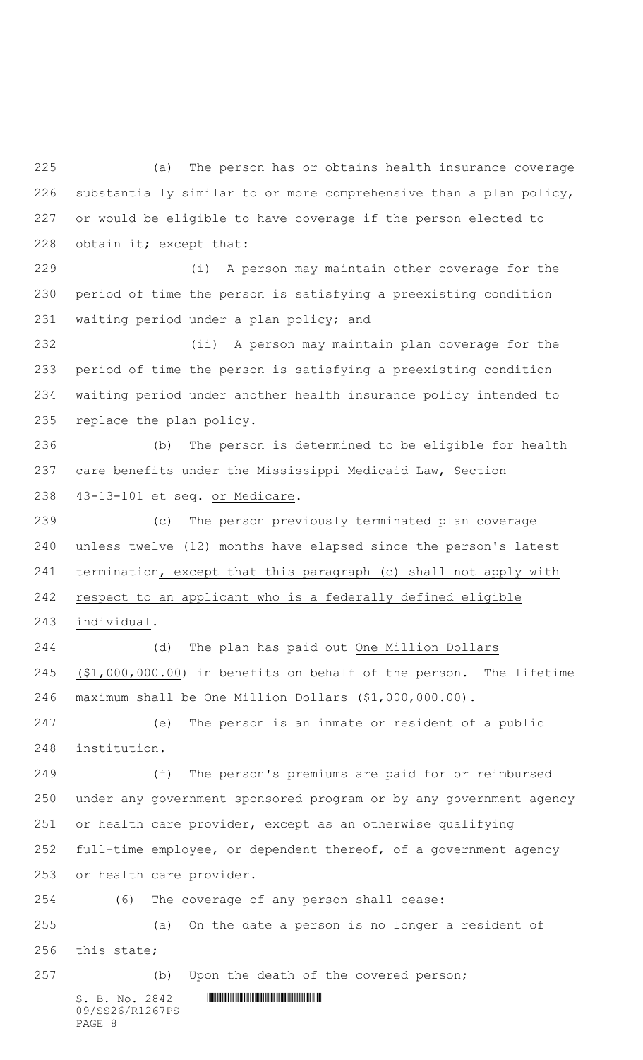(a) The person has or obtains health insurance coverage substantially similar to or more comprehensive than a plan policy, or would be eligible to have coverage if the person elected to obtain it; except that:

(i) A person may maintain other coverage for the period of time the person is satisfying a preexisting condition waiting period under a plan policy; and

(ii) A person may maintain plan coverage for the period of time the person is satisfying a preexisting condition waiting period under another health insurance policy intended to replace the plan policy.

(b) The person is determined to be eligible for health care benefits under the Mississippi Medicaid Law, Section 43-13-101 et seq. or Medicare.

(c) The person previously terminated plan coverage unless twelve (12) months have elapsed since the person's latest termination, except that this paragraph (c) shall not apply with respect to an applicant who is a federally defined eligible individual.

(d) The plan has paid out One Million Dollars ($1,000,000.00) in benefits on behalf of the person. The lifetime maximum shall be One Million Dollars ($1,000,000.00).

(e) The person is an inmate or resident of a public institution.

(f) The person's premiums are paid for or reimbursed under any government sponsored program or by any government agency or health care provider, except as an otherwise qualifying full-time employee, or dependent thereof, of a government agency or health care provider.

(6) The coverage of any person shall cease:

(a) On the date a person is no longer a resident of this state;

(b) Upon the death of the covered person;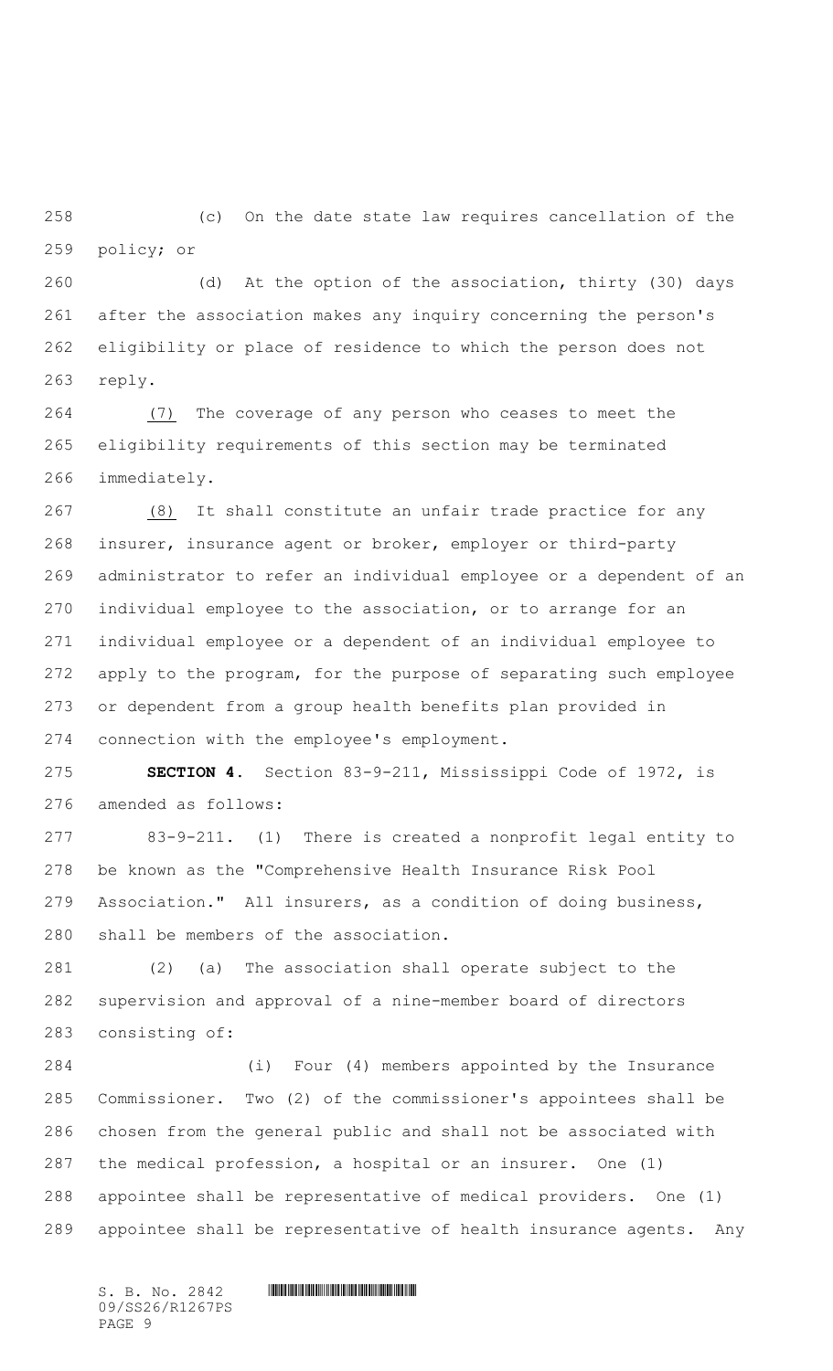(c) On the date state law requires cancellation of the policy; or

(d) At the option of the association, thirty (30) days after the association makes any inquiry concerning the person's eligibility or place of residence to which the person does not reply.

(7) The coverage of any person who ceases to meet the eligibility requirements of this section may be terminated immediately.

(8) It shall constitute an unfair trade practice for any insurer, insurance agent or broker, employer or third-party administrator to refer an individual employee or a dependent of an individual employee to the association, or to arrange for an individual employee or a dependent of an individual employee to apply to the program, for the purpose of separating such employee or dependent from a group health benefits plan provided in connection with the employee's employment.

**SECTION 4.** Section 83-9-211, Mississippi Code of 1972, is amended as follows:

83-9-211. (1) There is created a nonprofit legal entity to be known as the "Comprehensive Health Insurance Risk Pool Association." All insurers, as a condition of doing business, shall be members of the association.

(2) (a) The association shall operate subject to the supervision and approval of a nine-member board of directors consisting of:

(i) Four (4) members appointed by the Insurance Commissioner. Two (2) of the commissioner's appointees shall be chosen from the general public and shall not be associated with the medical profession, a hospital or an insurer. One (1) appointee shall be representative of medical providers. One (1) appointee shall be representative of health insurance agents. Any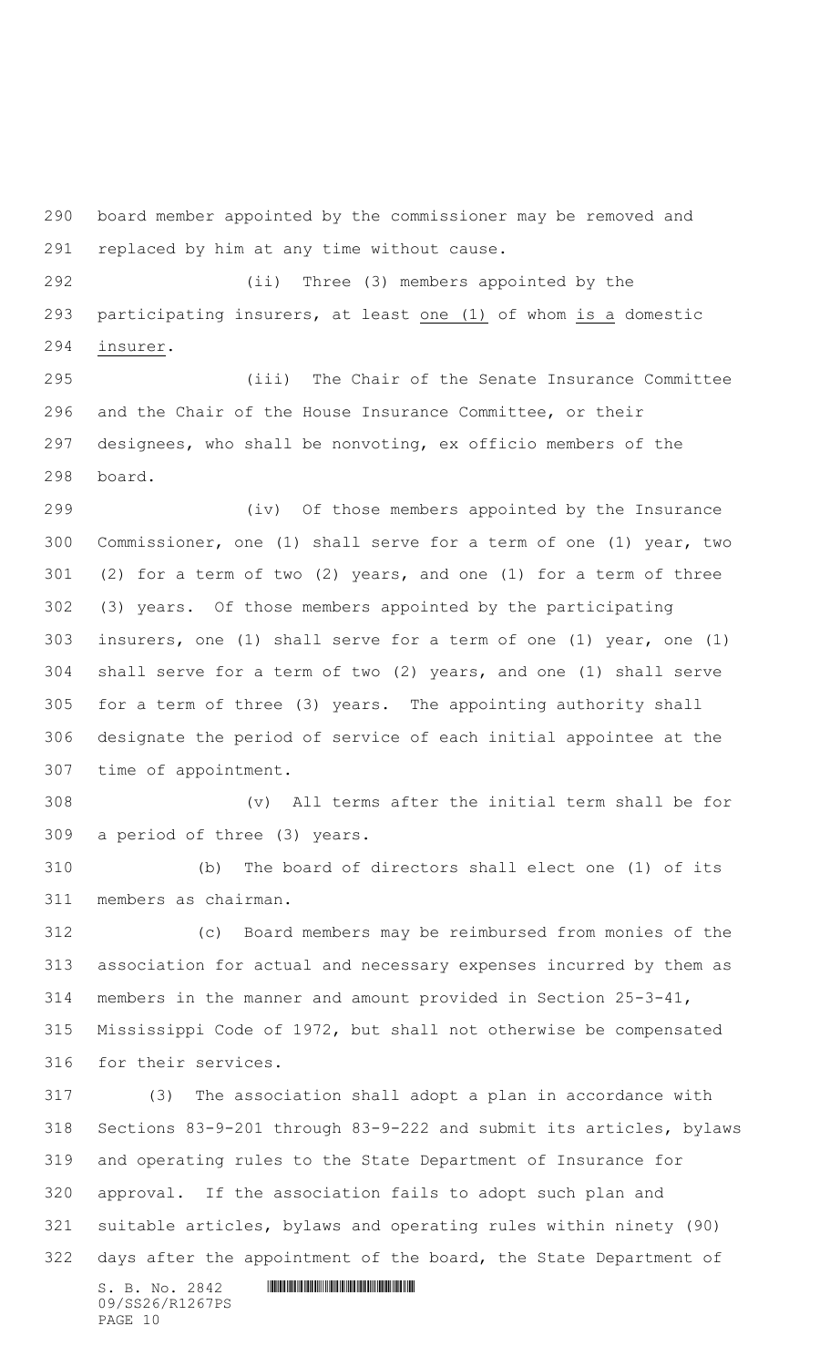board member appointed by the commissioner may be removed and replaced by him at any time without cause.

(ii) Three (3) members appointed by the participating insurers, at least one (1) of whom is a domestic insurer.

(iii) The Chair of the Senate Insurance Committee and the Chair of the House Insurance Committee, or their designees, who shall be nonvoting, ex officio members of the board.

(iv) Of those members appointed by the Insurance Commissioner, one (1) shall serve for a term of one (1) year, two (2) for a term of two (2) years, and one (1) for a term of three (3) years. Of those members appointed by the participating insurers, one (1) shall serve for a term of one (1) year, one (1) shall serve for a term of two (2) years, and one (1) shall serve for a term of three (3) years. The appointing authority shall designate the period of service of each initial appointee at the time of appointment.

(v) All terms after the initial term shall be for a period of three (3) years.

(b) The board of directors shall elect one (1) of its members as chairman.

(c) Board members may be reimbursed from monies of the association for actual and necessary expenses incurred by them as members in the manner and amount provided in Section 25-3-41, Mississippi Code of 1972, but shall not otherwise be compensated for their services.

(3) The association shall adopt a plan in accordance with Sections 83-9-201 through 83-9-222 and submit its articles, bylaws and operating rules to the State Department of Insurance for approval. If the association fails to adopt such plan and suitable articles, bylaws and operating rules within ninety (90) days after the appointment of the board, the State Department of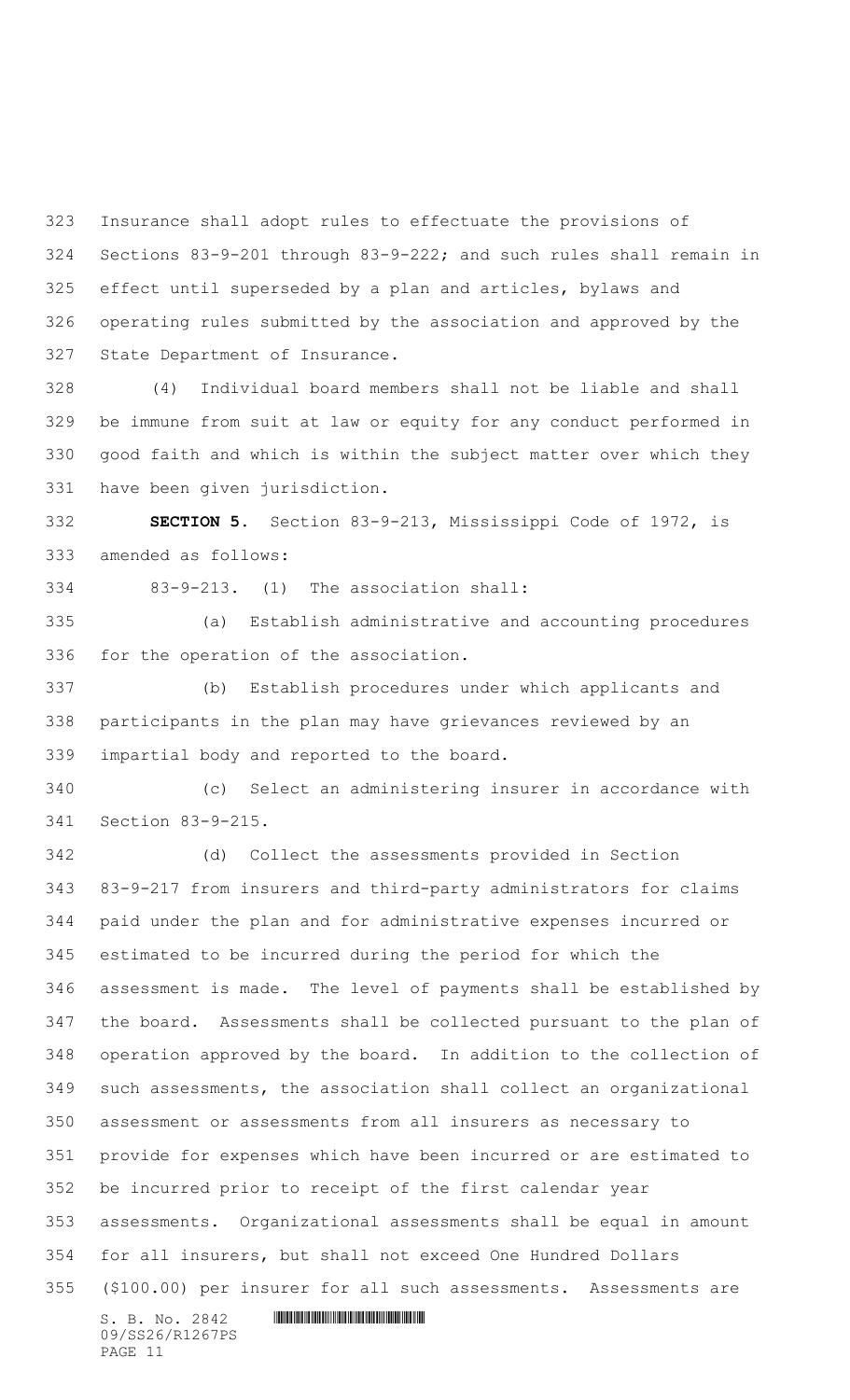Insurance shall adopt rules to effectuate the provisions of Sections 83-9-201 through 83-9-222; and such rules shall remain in effect until superseded by a plan and articles, bylaws and operating rules submitted by the association and approved by the State Department of Insurance.

(4) Individual board members shall not be liable and shall be immune from suit at law or equity for any conduct performed in good faith and which is within the subject matter over which they have been given jurisdiction.

**SECTION 5.** Section 83-9-213, Mississippi Code of 1972, is amended as follows:

83-9-213. (1) The association shall:

(a) Establish administrative and accounting procedures for the operation of the association.

(b) Establish procedures under which applicants and participants in the plan may have grievances reviewed by an impartial body and reported to the board.

(c) Select an administering insurer in accordance with Section 83-9-215.

(d) Collect the assessments provided in Section 83-9-217 from insurers and third-party administrators for claims paid under the plan and for administrative expenses incurred or estimated to be incurred during the period for which the assessment is made. The level of payments shall be established by the board. Assessments shall be collected pursuant to the plan of operation approved by the board. In addition to the collection of such assessments, the association shall collect an organizational assessment or assessments from all insurers as necessary to provide for expenses which have been incurred or are estimated to be incurred prior to receipt of the first calendar year assessments. Organizational assessments shall be equal in amount for all insurers, but shall not exceed One Hundred Dollars ($100.00) per insurer for all such assessments. Assessments are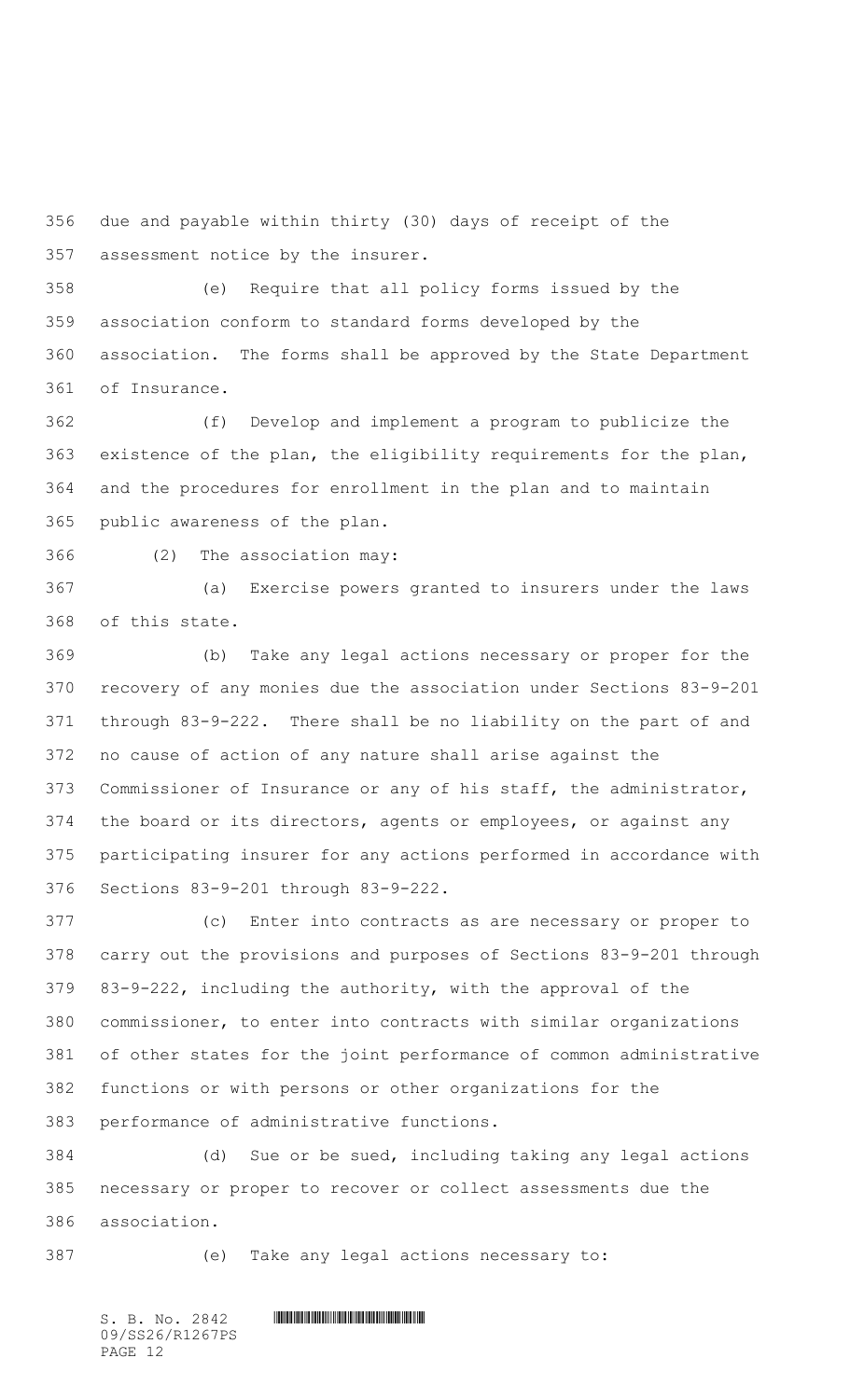due and payable within thirty (30) days of receipt of the assessment notice by the insurer.

(e) Require that all policy forms issued by the association conform to standard forms developed by the association. The forms shall be approved by the State Department of Insurance.

(f) Develop and implement a program to publicize the existence of the plan, the eligibility requirements for the plan, and the procedures for enrollment in the plan and to maintain public awareness of the plan.

(2) The association may:

(a) Exercise powers granted to insurers under the laws of this state.

(b) Take any legal actions necessary or proper for the recovery of any monies due the association under Sections 83-9-201 through 83-9-222. There shall be no liability on the part of and no cause of action of any nature shall arise against the Commissioner of Insurance or any of his staff, the administrator, the board or its directors, agents or employees, or against any participating insurer for any actions performed in accordance with Sections 83-9-201 through 83-9-222.

(c) Enter into contracts as are necessary or proper to carry out the provisions and purposes of Sections 83-9-201 through 83-9-222, including the authority, with the approval of the commissioner, to enter into contracts with similar organizations of other states for the joint performance of common administrative functions or with persons or other organizations for the performance of administrative functions.

(d) Sue or be sued, including taking any legal actions necessary or proper to recover or collect assessments due the association.

(e) Take any legal actions necessary to: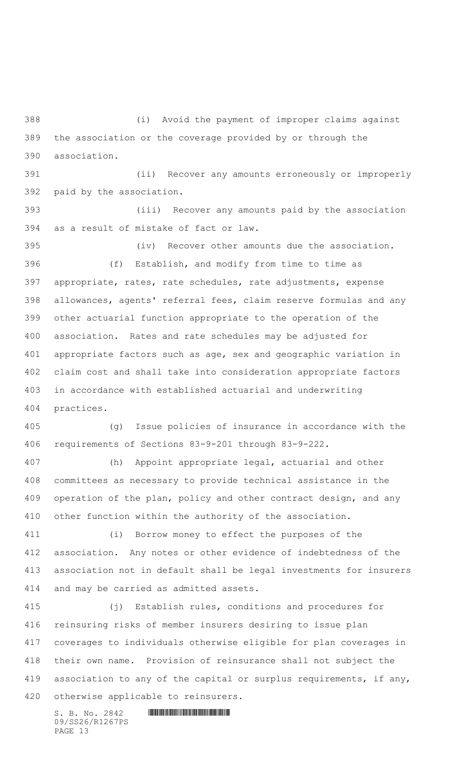(i) Avoid the payment of improper claims against the association or the coverage provided by or through the association.

(ii) Recover any amounts erroneously or improperly paid by the association.

(iii) Recover any amounts paid by the association as a result of mistake of fact or law.

(iv) Recover other amounts due the association.

(f) Establish, and modify from time to time as appropriate, rates, rate schedules, rate adjustments, expense allowances, agents' referral fees, claim reserve formulas and any other actuarial function appropriate to the operation of the association. Rates and rate schedules may be adjusted for appropriate factors such as age, sex and geographic variation in claim cost and shall take into consideration appropriate factors in accordance with established actuarial and underwriting practices.

(g) Issue policies of insurance in accordance with the requirements of Sections 83-9-201 through 83-9-222.

(h) Appoint appropriate legal, actuarial and other committees as necessary to provide technical assistance in the operation of the plan, policy and other contract design, and any other function within the authority of the association.

(i) Borrow money to effect the purposes of the association. Any notes or other evidence of indebtedness of the association not in default shall be legal investments for insurers and may be carried as admitted assets.

(j) Establish rules, conditions and procedures for reinsuring risks of member insurers desiring to issue plan coverages to individuals otherwise eligible for plan coverages in their own name. Provision of reinsurance shall not subject the association to any of the capital or surplus requirements, if any, otherwise applicable to reinsurers.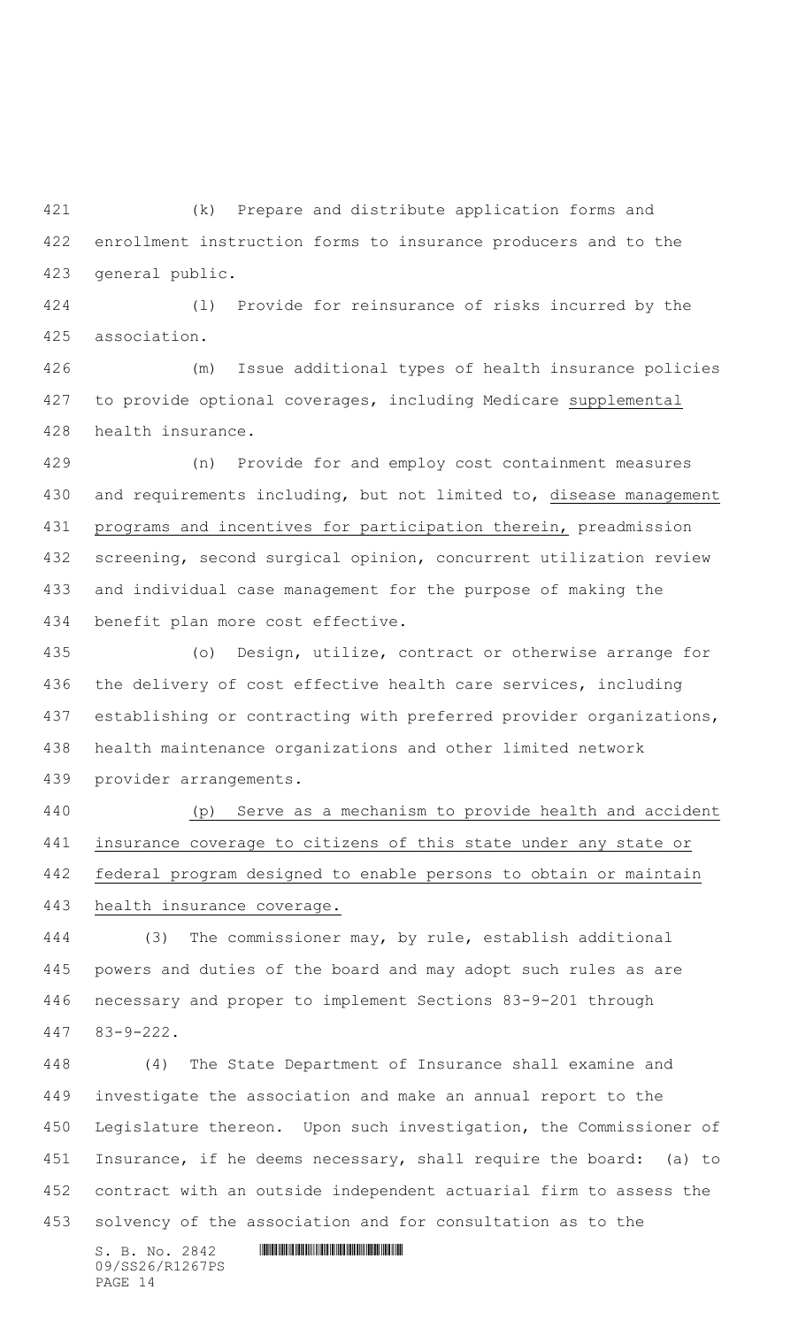(k) Prepare and distribute application forms and enrollment instruction forms to insurance producers and to the general public.

(l) Provide for reinsurance of risks incurred by the association.

(m) Issue additional types of health insurance policies to provide optional coverages, including Medicare supplemental health insurance.

(n) Provide for and employ cost containment measures and requirements including, but not limited to, disease management programs and incentives for participation therein, preadmission screening, second surgical opinion, concurrent utilization review and individual case management for the purpose of making the benefit plan more cost effective.

(o) Design, utilize, contract or otherwise arrange for the delivery of cost effective health care services, including establishing or contracting with preferred provider organizations, health maintenance organizations and other limited network provider arrangements.

(p) Serve as a mechanism to provide health and accident insurance coverage to citizens of this state under any state or federal program designed to enable persons to obtain or maintain health insurance coverage.

(3) The commissioner may, by rule, establish additional powers and duties of the board and may adopt such rules as are necessary and proper to implement Sections 83-9-201 through 83-9-222.

(4) The State Department of Insurance shall examine and investigate the association and make an annual report to the Legislature thereon. Upon such investigation, the Commissioner of Insurance, if he deems necessary, shall require the board: (a) to contract with an outside independent actuarial firm to assess the solvency of the association and for consultation as to the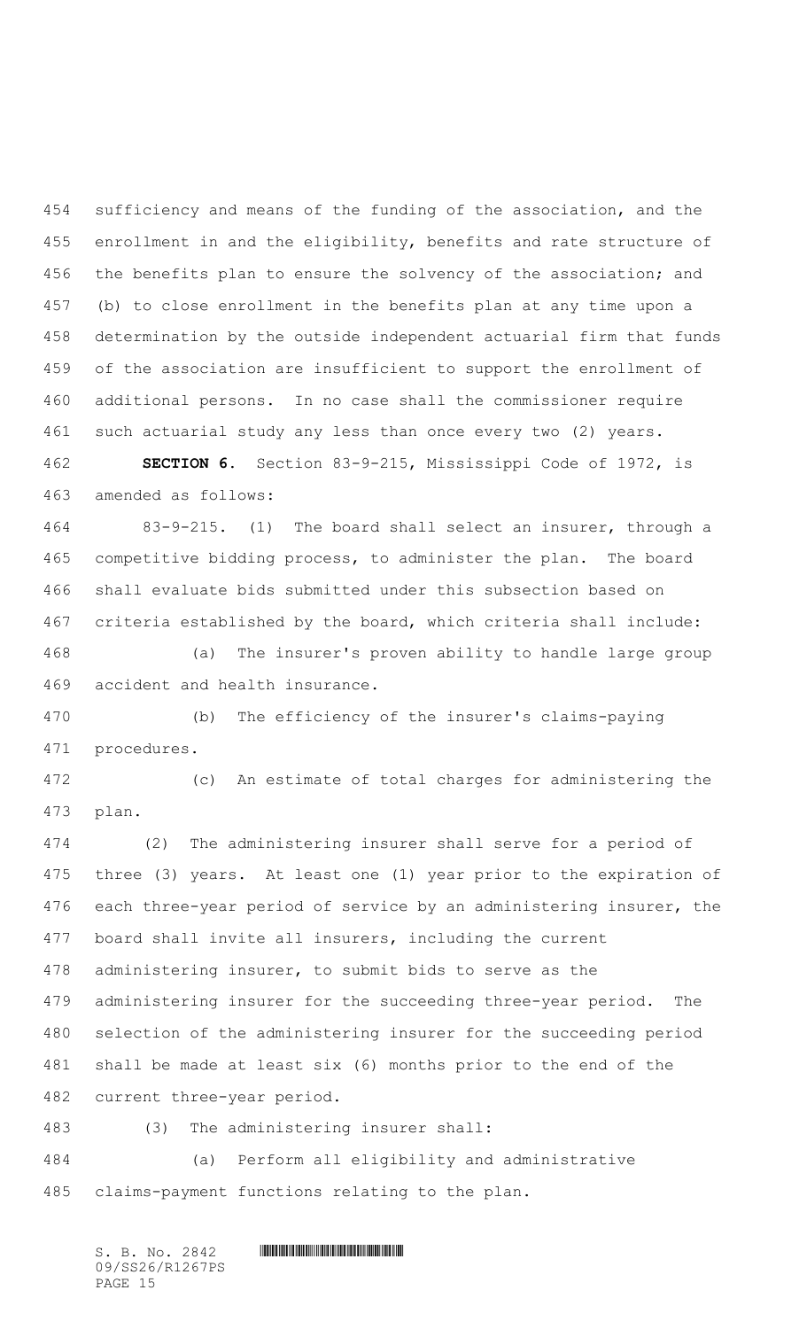sufficiency and means of the funding of the association, and the enrollment in and the eligibility, benefits and rate structure of the benefits plan to ensure the solvency of the association; and (b) to close enrollment in the benefits plan at any time upon a determination by the outside independent actuarial firm that funds of the association are insufficient to support the enrollment of additional persons. In no case shall the commissioner require such actuarial study any less than once every two (2) years.

**SECTION 6.** Section 83-9-215, Mississippi Code of 1972, is amended as follows:

83-9-215. (1) The board shall select an insurer, through a competitive bidding process, to administer the plan. The board shall evaluate bids submitted under this subsection based on criteria established by the board, which criteria shall include:

(a) The insurer's proven ability to handle large group accident and health insurance.

(b) The efficiency of the insurer's claims-paying procedures.

(c) An estimate of total charges for administering the plan.

(2) The administering insurer shall serve for a period of three (3) years. At least one (1) year prior to the expiration of each three-year period of service by an administering insurer, the board shall invite all insurers, including the current administering insurer, to submit bids to serve as the administering insurer for the succeeding three-year period. The selection of the administering insurer for the succeeding period shall be made at least six (6) months prior to the end of the current three-year period.

(3) The administering insurer shall:

(a) Perform all eligibility and administrative claims-payment functions relating to the plan.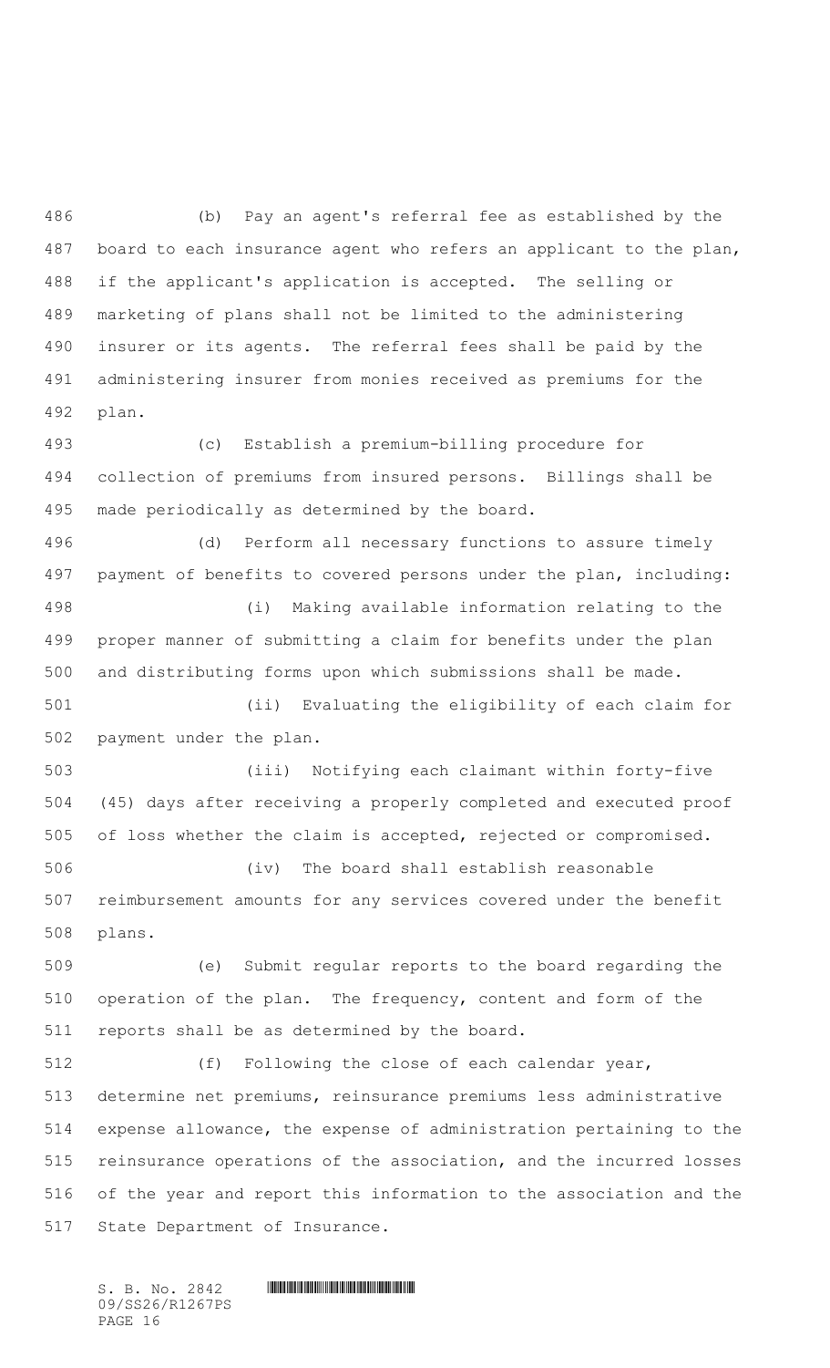(b) Pay an agent's referral fee as established by the board to each insurance agent who refers an applicant to the plan, if the applicant's application is accepted. The selling or marketing of plans shall not be limited to the administering insurer or its agents. The referral fees shall be paid by the administering insurer from monies received as premiums for the plan.

(c) Establish a premium-billing procedure for collection of premiums from insured persons. Billings shall be made periodically as determined by the board.

(d) Perform all necessary functions to assure timely payment of benefits to covered persons under the plan, including:

(i) Making available information relating to the proper manner of submitting a claim for benefits under the plan and distributing forms upon which submissions shall be made.

(ii) Evaluating the eligibility of each claim for payment under the plan.

(iii) Notifying each claimant within forty-five (45) days after receiving a properly completed and executed proof of loss whether the claim is accepted, rejected or compromised.

(iv) The board shall establish reasonable reimbursement amounts for any services covered under the benefit plans.

(e) Submit regular reports to the board regarding the operation of the plan. The frequency, content and form of the reports shall be as determined by the board.

(f) Following the close of each calendar year, determine net premiums, reinsurance premiums less administrative expense allowance, the expense of administration pertaining to the reinsurance operations of the association, and the incurred losses of the year and report this information to the association and the State Department of Insurance.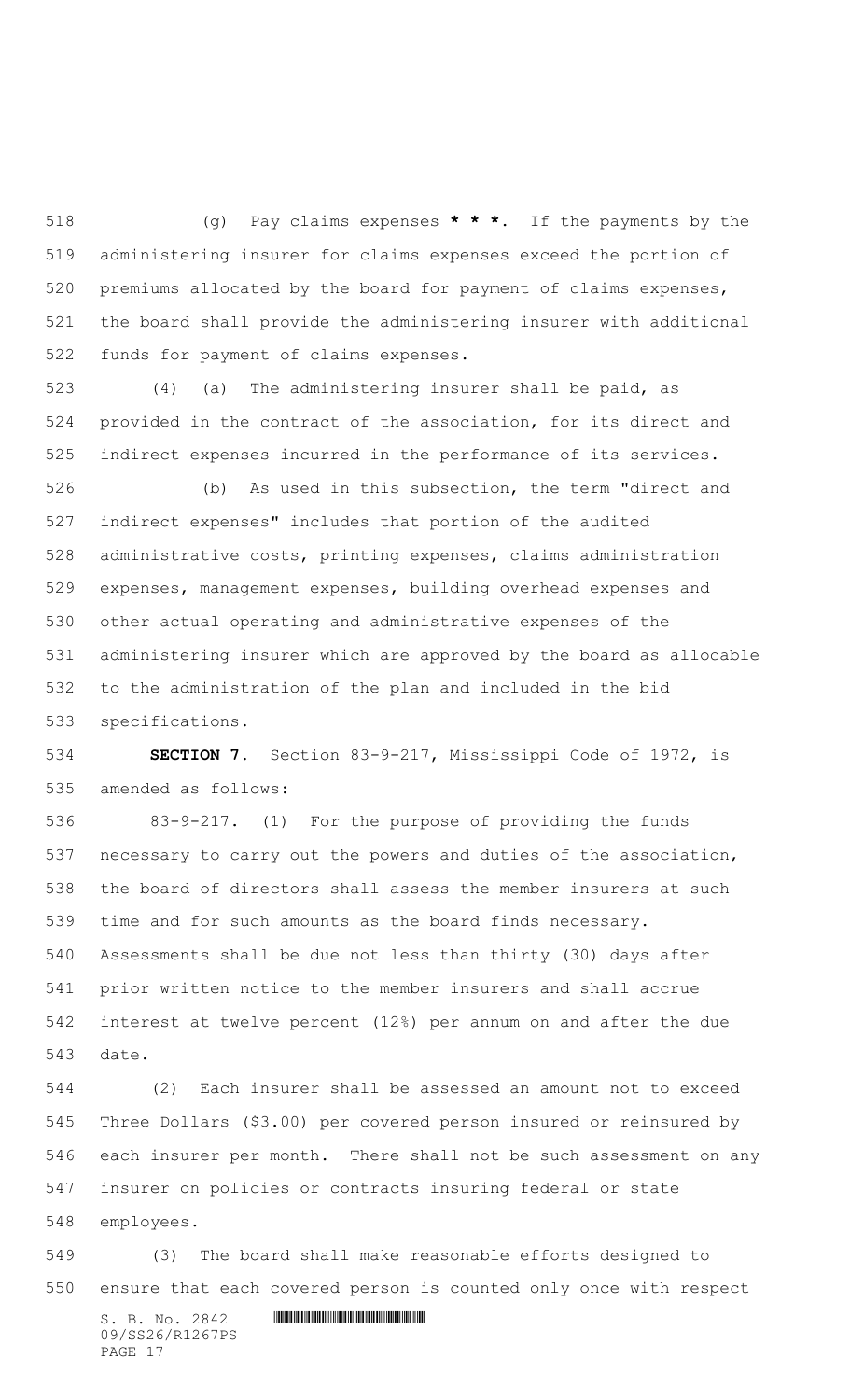(g) Pay claims expenses * * *. If the payments by the administering insurer for claims expenses exceed the portion of premiums allocated by the board for payment of claims expenses, the board shall provide the administering insurer with additional funds for payment of claims expenses.

(4) (a) The administering insurer shall be paid, as provided in the contract of the association, for its direct and indirect expenses incurred in the performance of its services.

(b) As used in this subsection, the term "direct and indirect expenses" includes that portion of the audited administrative costs, printing expenses, claims administration expenses, management expenses, building overhead expenses and other actual operating and administrative expenses of the administering insurer which are approved by the board as allocable to the administration of the plan and included in the bid specifications.

**SECTION 7.** Section 83-9-217, Mississippi Code of 1972, is amended as follows:

83-9-217. (1) For the purpose of providing the funds necessary to carry out the powers and duties of the association, the board of directors shall assess the member insurers at such time and for such amounts as the board finds necessary. Assessments shall be due not less than thirty (30) days after prior written notice to the member insurers and shall accrue interest at twelve percent (12%) per annum on and after the due date.

(2) Each insurer shall be assessed an amount not to exceed Three Dollars ($3.00) per covered person insured or reinsured by each insurer per month. There shall not be such assessment on any insurer on policies or contracts insuring federal or state employees.

(3) The board shall make reasonable efforts designed to ensure that each covered person is counted only once with respect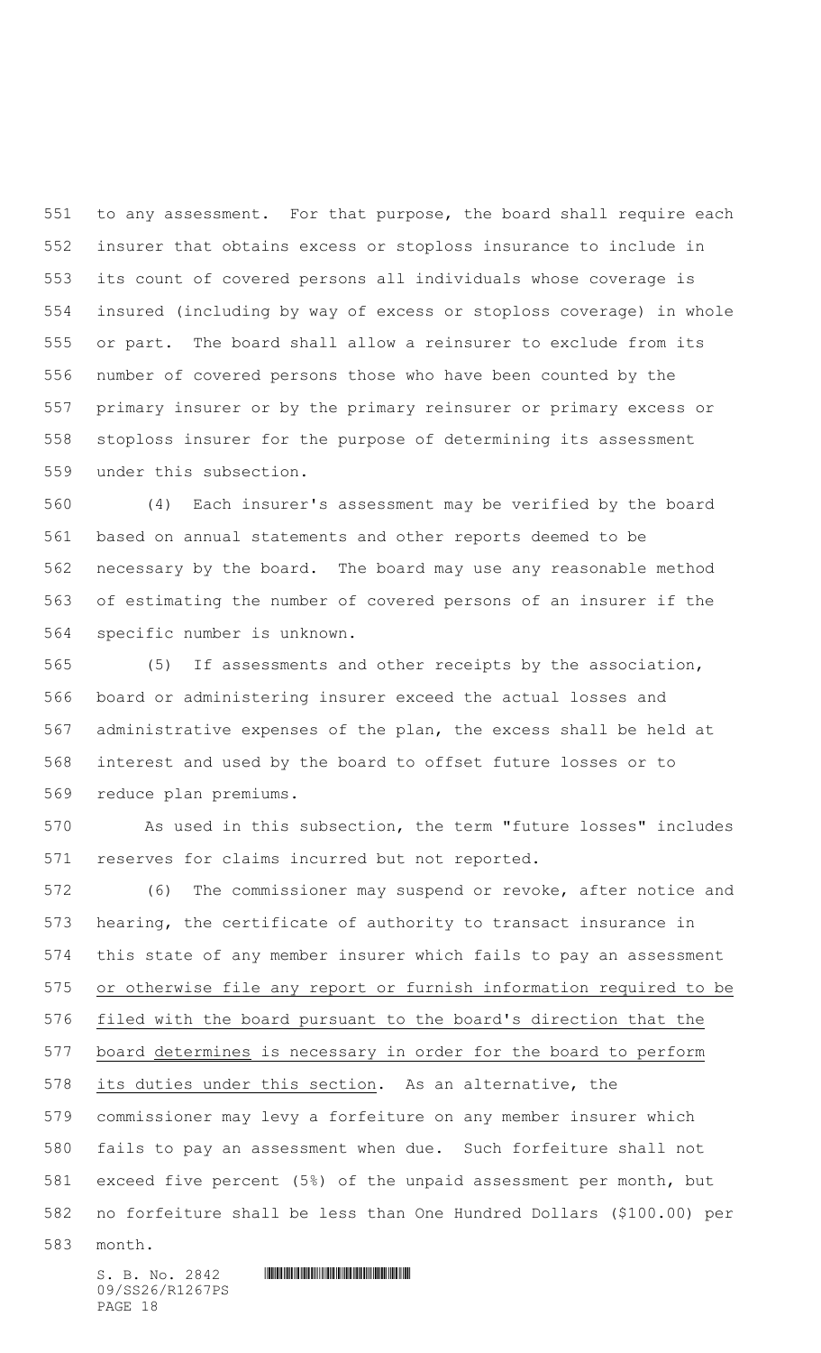to any assessment. For that purpose, the board shall require each insurer that obtains excess or stoploss insurance to include in its count of covered persons all individuals whose coverage is insured (including by way of excess or stoploss coverage) in whole or part. The board shall allow a reinsurer to exclude from its number of covered persons those who have been counted by the primary insurer or by the primary reinsurer or primary excess or stoploss insurer for the purpose of determining its assessment under this subsection.

(4) Each insurer's assessment may be verified by the board based on annual statements and other reports deemed to be necessary by the board. The board may use any reasonable method of estimating the number of covered persons of an insurer if the specific number is unknown.

(5) If assessments and other receipts by the association, board or administering insurer exceed the actual losses and administrative expenses of the plan, the excess shall be held at interest and used by the board to offset future losses or to reduce plan premiums.

As used in this subsection, the term "future losses" includes reserves for claims incurred but not reported.

(6) The commissioner may suspend or revoke, after notice and hearing, the certificate of authority to transact insurance in this state of any member insurer which fails to pay an assessment or otherwise file any report or furnish information required to be filed with the board pursuant to the board's direction that the board determines is necessary in order for the board to perform its duties under this section. As an alternative, the commissioner may levy a forfeiture on any member insurer which fails to pay an assessment when due. Such forfeiture shall not exceed five percent (5%) of the unpaid assessment per month, but no forfeiture shall be less than One Hundred Dollars ($100.00) per month.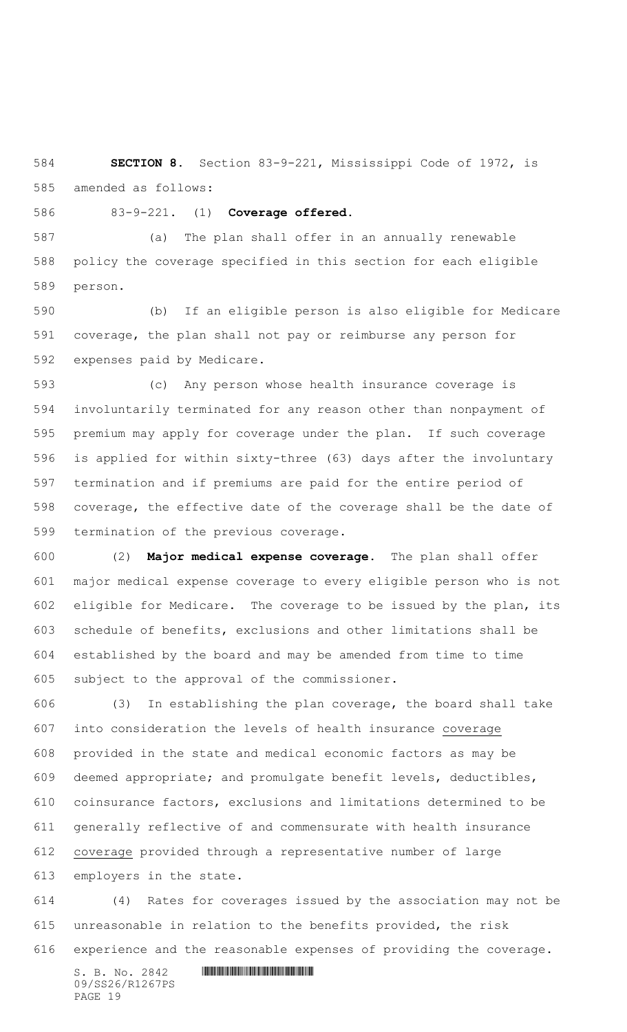**SECTION 8.** Section 83-9-221, Mississippi Code of 1972, is amended as follows:

83-9-221. (1) **Coverage offered.**

(a) The plan shall offer in an annually renewable policy the coverage specified in this section for each eligible person.

(b) If an eligible person is also eligible for Medicare coverage, the plan shall not pay or reimburse any person for expenses paid by Medicare.

(c) Any person whose health insurance coverage is involuntarily terminated for any reason other than nonpayment of premium may apply for coverage under the plan. If such coverage is applied for within sixty-three (63) days after the involuntary termination and if premiums are paid for the entire period of coverage, the effective date of the coverage shall be the date of termination of the previous coverage.

(2) **Major medical expense coverage.** The plan shall offer major medical expense coverage to every eligible person who is not eligible for Medicare. The coverage to be issued by the plan, its schedule of benefits, exclusions and other limitations shall be established by the board and may be amended from time to time subject to the approval of the commissioner.

(3) In establishing the plan coverage, the board shall take into consideration the levels of health insurance coverage provided in the state and medical economic factors as may be deemed appropriate; and promulgate benefit levels, deductibles, coinsurance factors, exclusions and limitations determined to be generally reflective of and commensurate with health insurance coverage provided through a representative number of large employers in the state.

(4) Rates for coverages issued by the association may not be unreasonable in relation to the benefits provided, the risk experience and the reasonable expenses of providing the coverage.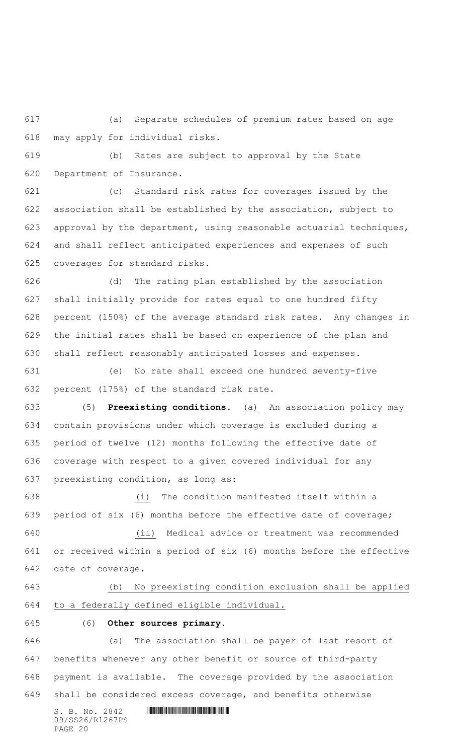(a) Separate schedules of premium rates based on age may apply for individual risks.

(b) Rates are subject to approval by the State Department of Insurance.

(c) Standard risk rates for coverages issued by the association shall be established by the association, subject to approval by the department, using reasonable actuarial techniques, and shall reflect anticipated experiences and expenses of such coverages for standard risks.

(d) The rating plan established by the association shall initially provide for rates equal to one hundred fifty percent (150%) of the average standard risk rates. Any changes in the initial rates shall be based on experience of the plan and shall reflect reasonably anticipated losses and expenses.

(e) No rate shall exceed one hundred seventy-five percent (175%) of the standard risk rate.

(5) **Preexisting conditions.** (a) An association policy may contain provisions under which coverage is excluded during a period of twelve (12) months following the effective date of coverage with respect to a given covered individual for any preexisting condition, as long as:

(i) The condition manifested itself within a period of six (6) months before the effective date of coverage;

(ii) Medical advice or treatment was recommended or received within a period of six (6) months before the effective date of coverage.

(b) No preexisting condition exclusion shall be applied to a federally defined eligible individual.

(6) **Other sources primary.**

(a) The association shall be payer of last resort of benefits whenever any other benefit or source of third-party payment is available. The coverage provided by the association shall be considered excess coverage, and benefits otherwise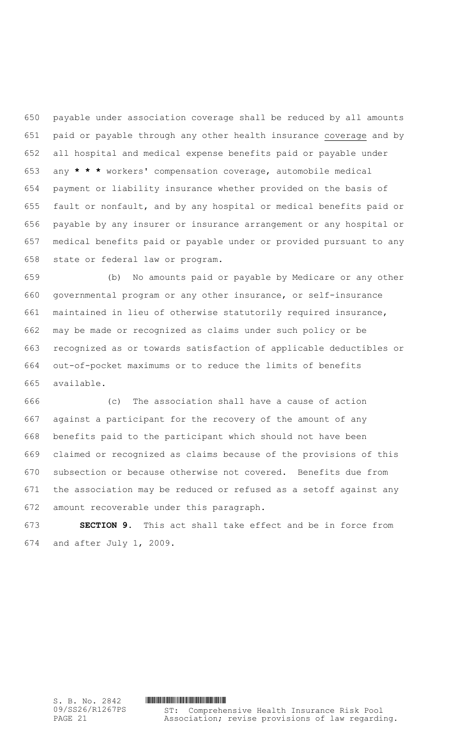payable under association coverage shall be reduced by all amounts paid or payable through any other health insurance coverage and by all hospital and medical expense benefits paid or payable under any * * * workers' compensation coverage, automobile medical payment or liability insurance whether provided on the basis of fault or nonfault, and by any hospital or medical benefits paid or payable by any insurer or insurance arrangement or any hospital or medical benefits paid or payable under or provided pursuant to any state or federal law or program.

(b) No amounts paid or payable by Medicare or any other governmental program or any other insurance, or self-insurance maintained in lieu of otherwise statutorily required insurance, may be made or recognized as claims under such policy or be recognized as or towards satisfaction of applicable deductibles or out-of-pocket maximums or to reduce the limits of benefits available.

(c) The association shall have a cause of action against a participant for the recovery of the amount of any benefits paid to the participant which should not have been claimed or recognized as claims because of the provisions of this subsection or because otherwise not covered. Benefits due from the association may be reduced or refused as a setoff against any amount recoverable under this paragraph.

**SECTION 9.** This act shall take effect and be in force from and after July 1, 2009.